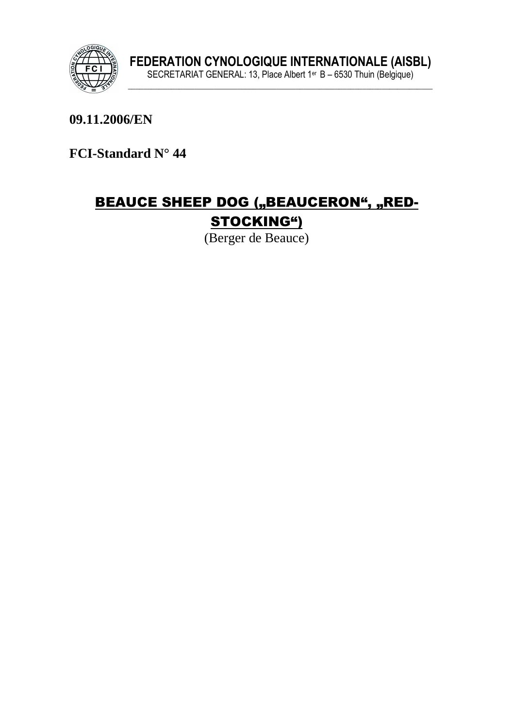**FEDERATION CYNOLOGIQUE INTERNATIONALE (AISBL)**
SECRETARIAT GENERAL: 13, Place Albert 1er B – 6530 Thuin (Belgique)

**09.11.2006/EN**

**FCI-Standard N° 44**

# BEAUCE SHEEP DOG („BEAUCERON“, „RED-STOCKING“)

(Berger de Beauce)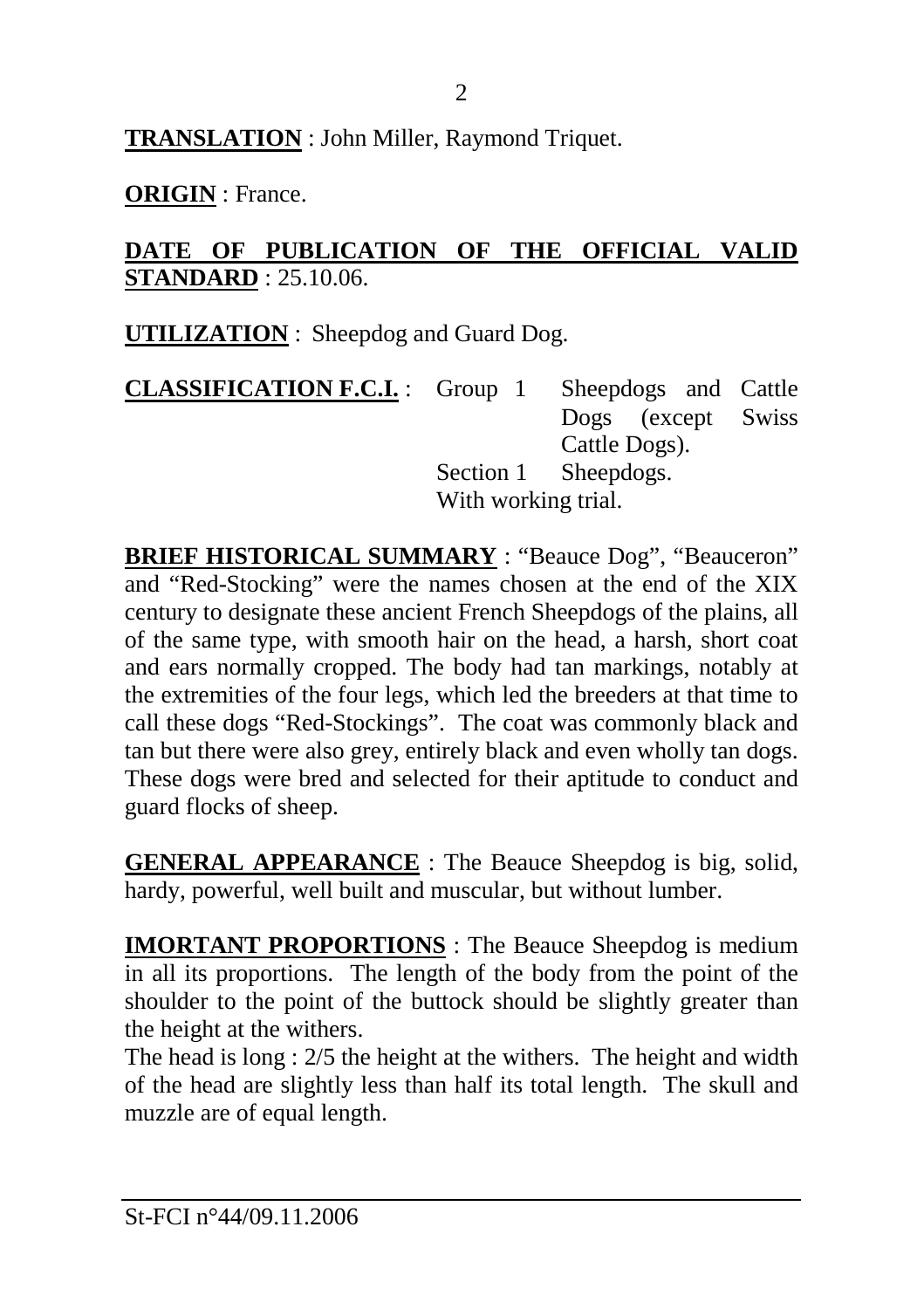**TRANSLATION** : John Miller, Raymond Triquet.

**ORIGIN** : France.

**DATE OF PUBLICATION OF THE OFFICIAL VALID STANDARD** : 25.10.06.

**UTILIZATION** : Sheepdog and Guard Dog.

**CLASSIFICATION F.C.I.** : Group 1 Sheepdogs and Cattle Dogs (except Swiss Cattle Dogs).
Section 1 Sheepdogs.
With working trial.

**BRIEF HISTORICAL SUMMARY** : "Beauce Dog", "Beauceron" and "Red-Stocking" were the names chosen at the end of the XIX century to designate these ancient French Sheepdogs of the plains, all of the same type, with smooth hair on the head, a harsh, short coat and ears normally cropped. The body had tan markings, notably at the extremities of the four legs, which led the breeders at that time to call these dogs "Red-Stockings". The coat was commonly black and tan but there were also grey, entirely black and even wholly tan dogs. These dogs were bred and selected for their aptitude to conduct and guard flocks of sheep.

**GENERAL APPEARANCE** : The Beauce Sheepdog is big, solid, hardy, powerful, well built and muscular, but without lumber.

**IMORTANT PROPORTIONS** : The Beauce Sheepdog is medium in all its proportions. The length of the body from the point of the shoulder to the point of the buttock should be slightly greater than the height at the withers.
The head is long : 2/5 the height at the withers. The height and width of the head are slightly less than half its total length. The skull and muzzle are of equal length.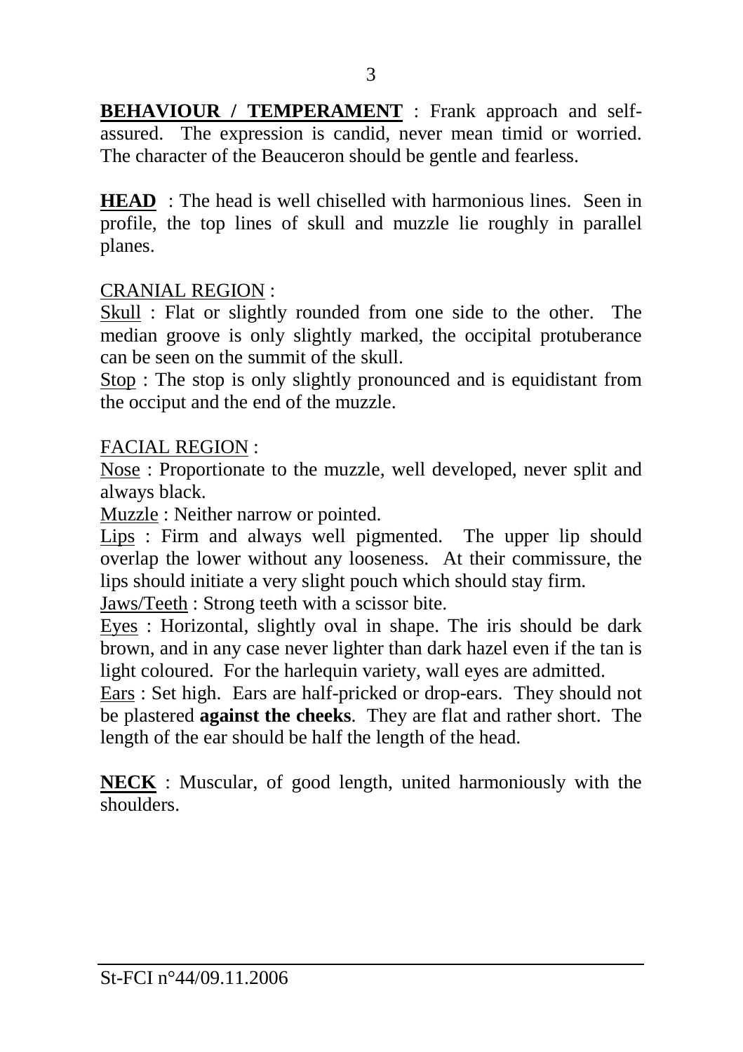**BEHAVIOUR / TEMPERAMENT** : Frank approach and self-assured. The expression is candid, never mean timid or worried. The character of the Beauceron should be gentle and fearless.

**HEAD** : The head is well chiselled with harmonious lines. Seen in profile, the top lines of skull and muzzle lie roughly in parallel planes.

CRANIAL REGION :

Skull : Flat or slightly rounded from one side to the other. The median groove is only slightly marked, the occipital protuberance can be seen on the summit of the skull.

Stop : The stop is only slightly pronounced and is equidistant from the occiput and the end of the muzzle.

FACIAL REGION :

Nose : Proportionate to the muzzle, well developed, never split and always black.

Muzzle : Neither narrow or pointed.

Lips : Firm and always well pigmented. The upper lip should overlap the lower without any looseness. At their commissure, the lips should initiate a very slight pouch which should stay firm.

Jaws/Teeth : Strong teeth with a scissor bite.

Eyes : Horizontal, slightly oval in shape. The iris should be dark brown, and in any case never lighter than dark hazel even if the tan is light coloured. For the harlequin variety, wall eyes are admitted.

Ears : Set high. Ears are half-pricked or drop-ears. They should not be plastered **against the cheeks**. They are flat and rather short. The length of the ear should be half the length of the head.

**NECK** : Muscular, of good length, united harmoniously with the shoulders.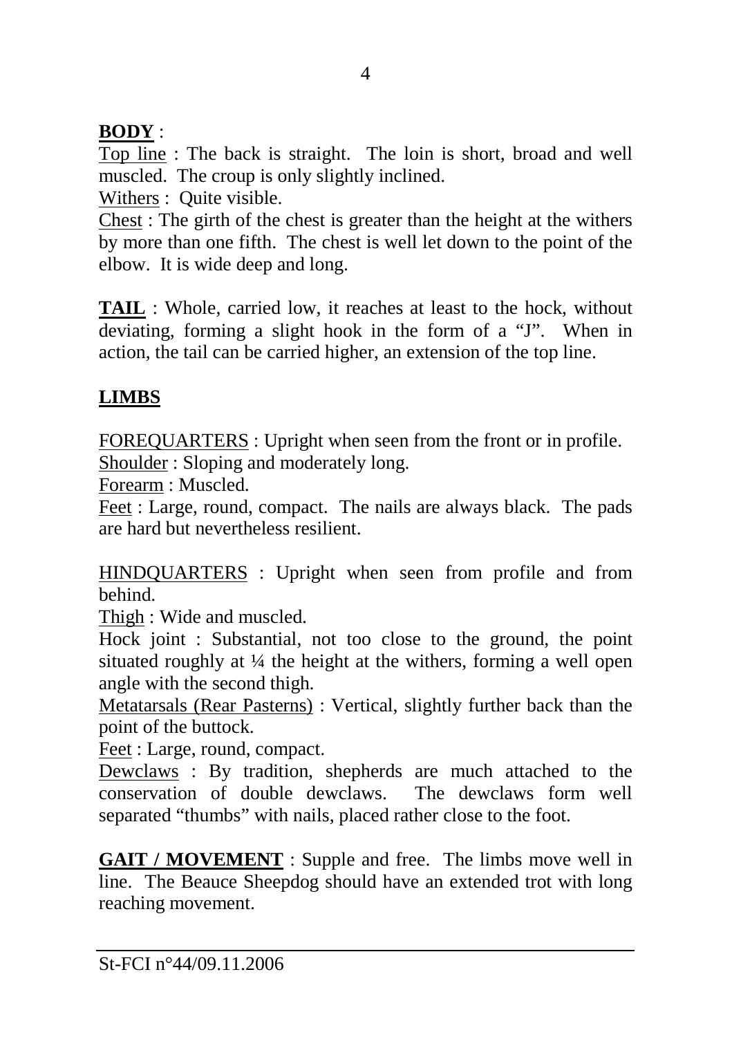**BODY** :

Top line : The back is straight. The loin is short, broad and well muscled. The croup is only slightly inclined.

Withers : Quite visible.

Chest : The girth of the chest is greater than the height at the withers by more than one fifth. The chest is well let down to the point of the elbow. It is wide deep and long.

**TAIL** : Whole, carried low, it reaches at least to the hock, without deviating, forming a slight hook in the form of a "J". When in action, the tail can be carried higher, an extension of the top line.

**LIMBS**

FOREQUARTERS : Upright when seen from the front or in profile.

Shoulder : Sloping and moderately long.

Forearm : Muscled.

Feet : Large, round, compact. The nails are always black. The pads are hard but nevertheless resilient.

HINDQUARTERS : Upright when seen from profile and from behind.

Thigh : Wide and muscled.

Hock joint : Substantial, not too close to the ground, the point situated roughly at ¼ the height at the withers, forming a well open angle with the second thigh.

Metatarsals (Rear Pasterns) : Vertical, slightly further back than the point of the buttock.

Feet : Large, round, compact.

Dewclaws : By tradition, shepherds are much attached to the conservation of double dewclaws. The dewclaws form well separated "thumbs" with nails, placed rather close to the foot.

**GAIT / MOVEMENT** : Supple and free. The limbs move well in line. The Beauce Sheepdog should have an extended trot with long reaching movement.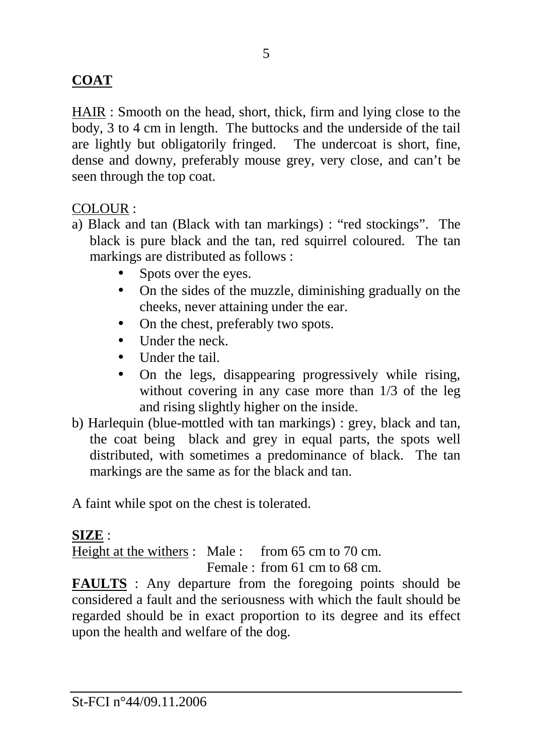## **COAT**

HAIR : Smooth on the head, short, thick, firm and lying close to the body, 3 to 4 cm in length. The buttocks and the underside of the tail are lightly but obligatorily fringed. The undercoat is short, fine, dense and downy, preferably mouse grey, very close, and can't be seen through the top coat.

COLOUR :

a) Black and tan (Black with tan markings) : "red stockings". The black is pure black and the tan, red squirrel coloured. The tan markings are distributed as follows :
   - Spots over the eyes.
   - On the sides of the muzzle, diminishing gradually on the cheeks, never attaining under the ear.
   - On the chest, preferably two spots.
   - Under the neck.
   - Under the tail.
   - On the legs, disappearing progressively while rising, without covering in any case more than 1/3 of the leg and rising slightly higher on the inside.

b) Harlequin (blue-mottled with tan markings) : grey, black and tan, the coat being black and grey in equal parts, the spots well distributed, with sometimes a predominance of black. The tan markings are the same as for the black and tan.

A faint while spot on the chest is tolerated.

**SIZE** :

Height at the withers : Male : from 65 cm to 70 cm.
Female : from 61 cm to 68 cm.

**FAULTS** : Any departure from the foregoing points should be considered a fault and the seriousness with which the fault should be regarded should be in exact proportion to its degree and its effect upon the health and welfare of the dog.

St-FCI n°44/09.11.2006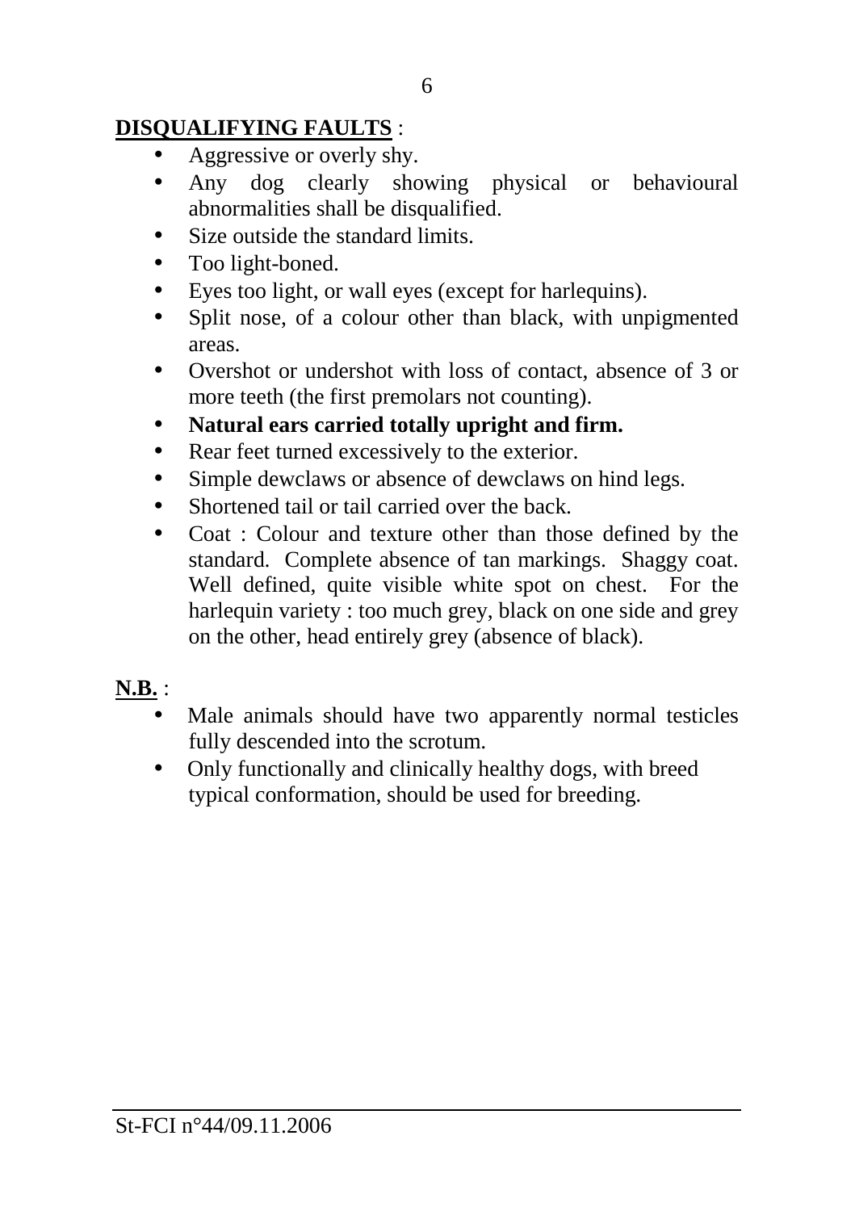**DISQUALIFYING FAULTS** :

- Aggressive or overly shy.
- Any dog clearly showing physical or behavioural abnormalities shall be disqualified.
- Size outside the standard limits.
- Too light-boned.
- Eyes too light, or wall eyes (except for harlequins).
- Split nose, of a colour other than black, with unpigmented areas.
- Overshot or undershot with loss of contact, absence of 3 or more teeth (the first premolars not counting).
- **Natural ears carried totally upright and firm.**
- Rear feet turned excessively to the exterior.
- Simple dewclaws or absence of dewclaws on hind legs.
- Shortened tail or tail carried over the back.
- Coat : Colour and texture other than those defined by the standard. Complete absence of tan markings. Shaggy coat. Well defined, quite visible white spot on chest. For the harlequin variety : too much grey, black on one side and grey on the other, head entirely grey (absence of black).

**N.B.** :

- Male animals should have two apparently normal testicles fully descended into the scrotum.
- Only functionally and clinically healthy dogs, with breed typical conformation, should be used for breeding.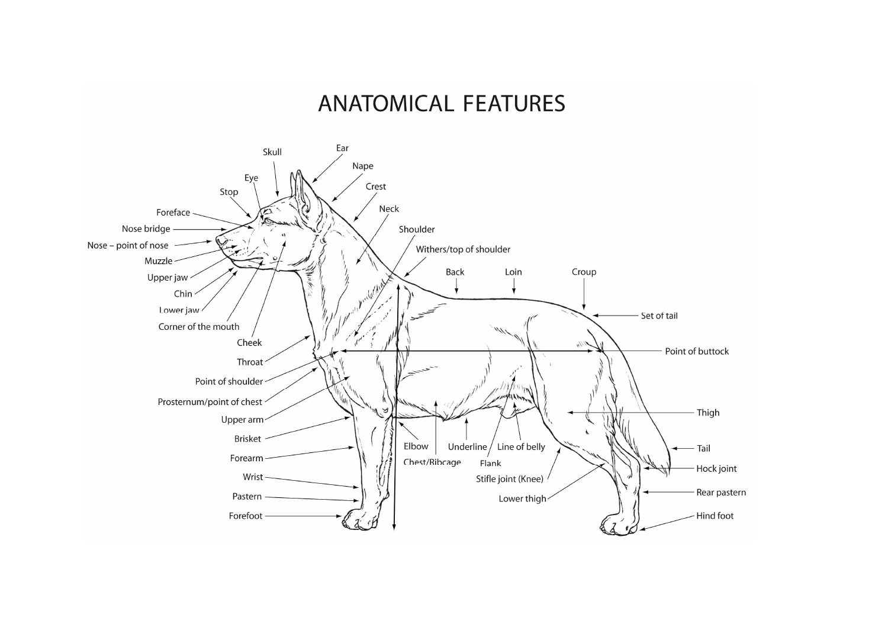# ANATOMICAL FEATURES

Skull
Ear
Nape
Eye
Stop
Crest
Neck
Foreface
Nose bridge
Nose – point of nose
Muzzle
Upper jaw
Chin
Lower jaw
Corner of the mouth
Cheek
Throat
Point of shoulder
Prosternum/point of chest
Upper arm
Brisket
Forearm
Wrist
Pastern
Forefoot
Shoulder
Withers/top of shoulder
Back
Loin
Croup
Set of tail
Point of buttock
Thigh
Tail
Hock joint
Rear pastern
Hind foot
Elbow
Chest/Ribcage
Underline
Line of belly
Flank
Stifle joint (Knee)
Lower thigh